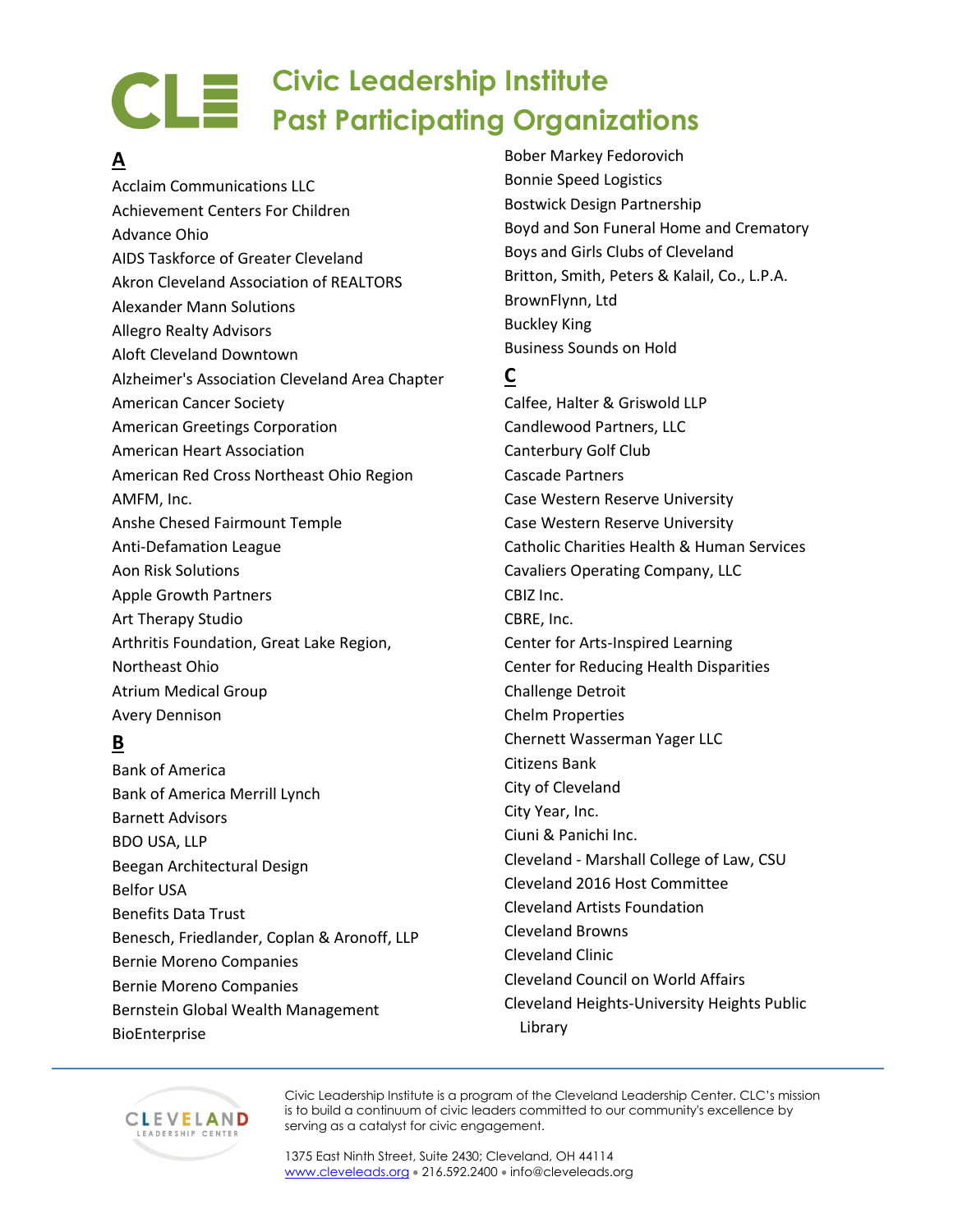# Civic Leadership Institute Past Participating Organizations

## A

Acclaim Communications LLC
Achievement Centers For Children
Advance Ohio
AIDS Taskforce of Greater Cleveland
Akron Cleveland Association of REALTORS
Alexander Mann Solutions
Allegro Realty Advisors
Aloft Cleveland Downtown
Alzheimer's Association Cleveland Area Chapter
American Cancer Society
American Greetings Corporation
American Heart Association
American Red Cross Northeast Ohio Region
AMFM, Inc.
Anshe Chesed Fairmount Temple
Anti-Defamation League
Aon Risk Solutions
Apple Growth Partners
Art Therapy Studio
Arthritis Foundation, Great Lake Region, Northeast Ohio
Atrium Medical Group
Avery Dennison

## B

Bank of America
Bank of America Merrill Lynch
Barnett Advisors
BDO USA, LLP
Beegan Architectural Design
Belfor USA
Benefits Data Trust
Benesch, Friedlander, Coplan & Aronoff, LLP
Bernie Moreno Companies
Bernie Moreno Companies
Bernstein Global Wealth Management
BioEnterprise
Bober Markey Fedorovich
Bonnie Speed Logistics
Bostwick Design Partnership
Boyd and Son Funeral Home and Crematory
Boys and Girls Clubs of Cleveland
Britton, Smith, Peters & Kalail, Co., L.P.A.
BrownFlynn, Ltd
Buckley King
Business Sounds on Hold

## C

Calfee, Halter & Griswold LLP
Candlewood Partners, LLC
Canterbury Golf Club
Cascade Partners
Case Western Reserve University
Case Western Reserve University
Catholic Charities Health & Human Services
Cavaliers Operating Company, LLC
CBIZ Inc.
CBRE, Inc.
Center for Arts-Inspired Learning
Center for Reducing Health Disparities
Challenge Detroit
Chelm Properties
Chernett Wasserman Yager LLC
Citizens Bank
City of Cleveland
City Year, Inc.
Ciuni & Panichi Inc.
Cleveland - Marshall College of Law, CSU
Cleveland 2016 Host Committee
Cleveland Artists Foundation
Cleveland Browns
Cleveland Clinic
Cleveland Council on World Affairs
Cleveland Heights-University Heights Public Library

---

Civic Leadership Institute is a program of the Cleveland Leadership Center. CLC's mission is to build a continuum of civic leaders committed to our community's excellence by serving as a catalyst for civic engagement.

1375 East Ninth Street, Suite 2430; Cleveland, OH 44114
www.cleveleads.org • 216.592.2400 • info@cleveleads.org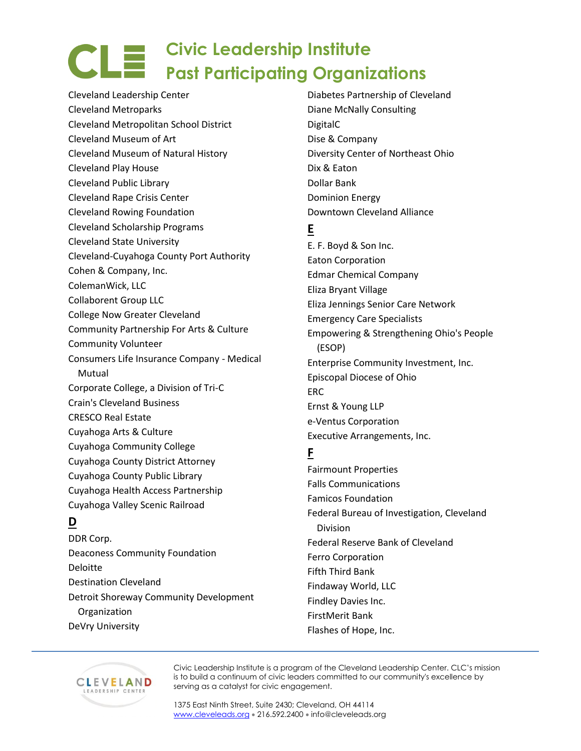# Civic Leadership Institute Past Participating Organizations

Cleveland Leadership Center
Cleveland Metroparks
Cleveland Metropolitan School District
Cleveland Museum of Art
Cleveland Museum of Natural History
Cleveland Play House
Cleveland Public Library
Cleveland Rape Crisis Center
Cleveland Rowing Foundation
Cleveland Scholarship Programs
Cleveland State University
Cleveland-Cuyahoga County Port Authority
Cohen & Company, Inc.
ColemanWick, LLC
Collaborent Group LLC
College Now Greater Cleveland
Community Partnership For Arts & Culture
Community Volunteer
Consumers Life Insurance Company - Medical Mutual
Corporate College, a Division of Tri-C
Crain's Cleveland Business
CRESCO Real Estate
Cuyahoga Arts & Culture
Cuyahoga Community College
Cuyahoga County District Attorney
Cuyahoga County Public Library
Cuyahoga Health Access Partnership
Cuyahoga Valley Scenic Railroad

## D

DDR Corp.
Deaconess Community Foundation
Deloitte
Destination Cleveland
Detroit Shoreway Community Development Organization
DeVry University
Diabetes Partnership of Cleveland
Diane McNally Consulting
DigitalC
Dise & Company
Diversity Center of Northeast Ohio
Dix & Eaton
Dollar Bank
Dominion Energy
Downtown Cleveland Alliance

## E

E. F. Boyd & Son Inc.
Eaton Corporation
Edmar Chemical Company
Eliza Bryant Village
Eliza Jennings Senior Care Network
Emergency Care Specialists
Empowering & Strengthening Ohio's People (ESOP)
Enterprise Community Investment, Inc.
Episcopal Diocese of Ohio
ERC
Ernst & Young LLP
e-Ventus Corporation
Executive Arrangements, Inc.

## F

Fairmount Properties
Falls Communications
Famicos Foundation
Federal Bureau of Investigation, Cleveland Division
Federal Reserve Bank of Cleveland
Ferro Corporation
Fifth Third Bank
Findaway World, LLC
Findley Davies Inc.
FirstMerit Bank
Flashes of Hope, Inc.

Civic Leadership Institute is a program of the Cleveland Leadership Center. CLC's mission is to build a continuum of civic leaders committed to our community's excellence by serving as a catalyst for civic engagement.

1375 East Ninth Street, Suite 2430; Cleveland, OH 44114
www.cleveleads.org • 216.592.2400 • info@cleveleads.org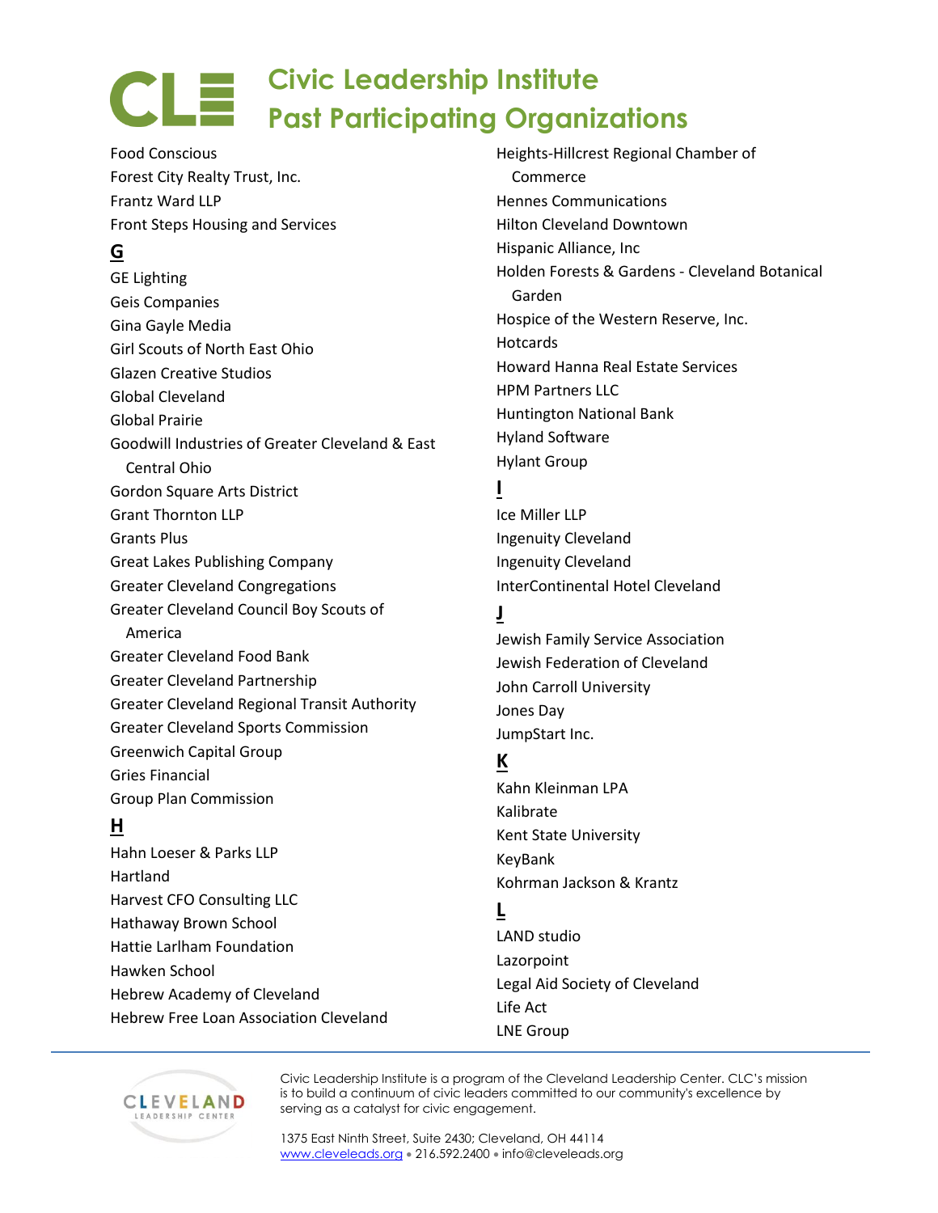# Civic Leadership Institute
# Past Participating Organizations

Food Conscious
Forest City Realty Trust, Inc.
Frantz Ward LLP
Front Steps Housing and Services

**G**

GE Lighting
Geis Companies
Gina Gayle Media
Girl Scouts of North East Ohio
Glazen Creative Studios
Global Cleveland
Global Prairie
Goodwill Industries of Greater Cleveland & East Central Ohio
Gordon Square Arts District
Grant Thornton LLP
Grants Plus
Great Lakes Publishing Company
Greater Cleveland Congregations
Greater Cleveland Council Boy Scouts of America
Greater Cleveland Food Bank
Greater Cleveland Partnership
Greater Cleveland Regional Transit Authority
Greater Cleveland Sports Commission
Greenwich Capital Group
Gries Financial
Group Plan Commission

**H**

Hahn Loeser & Parks LLP
Hartland
Harvest CFO Consulting LLC
Hathaway Brown School
Hattie Larlham Foundation
Hawken School
Hebrew Academy of Cleveland
Hebrew Free Loan Association Cleveland
Heights-Hillcrest Regional Chamber of Commerce
Hennes Communications
Hilton Cleveland Downtown
Hispanic Alliance, Inc
Holden Forests & Gardens - Cleveland Botanical Garden
Hospice of the Western Reserve, Inc.
Hotcards
Howard Hanna Real Estate Services
HPM Partners LLC
Huntington National Bank
Hyland Software
Hylant Group

**I**

Ice Miller LLP
Ingenuity Cleveland
Ingenuity Cleveland
InterContinental Hotel Cleveland

**J**

Jewish Family Service Association
Jewish Federation of Cleveland
John Carroll University
Jones Day
JumpStart Inc.

**K**

Kahn Kleinman LPA
Kalibrate
Kent State University
KeyBank
Kohrman Jackson & Krantz

**L**

LAND studio
Lazorpoint
Legal Aid Society of Cleveland
Life Act
LNE Group

Civic Leadership Institute is a program of the Cleveland Leadership Center. CLC's mission is to build a continuum of civic leaders committed to our community's excellence by serving as a catalyst for civic engagement.

1375 East Ninth Street, Suite 2430; Cleveland, OH 44114
www.cleveleads.org • 216.592.2400 • info@cleveleads.org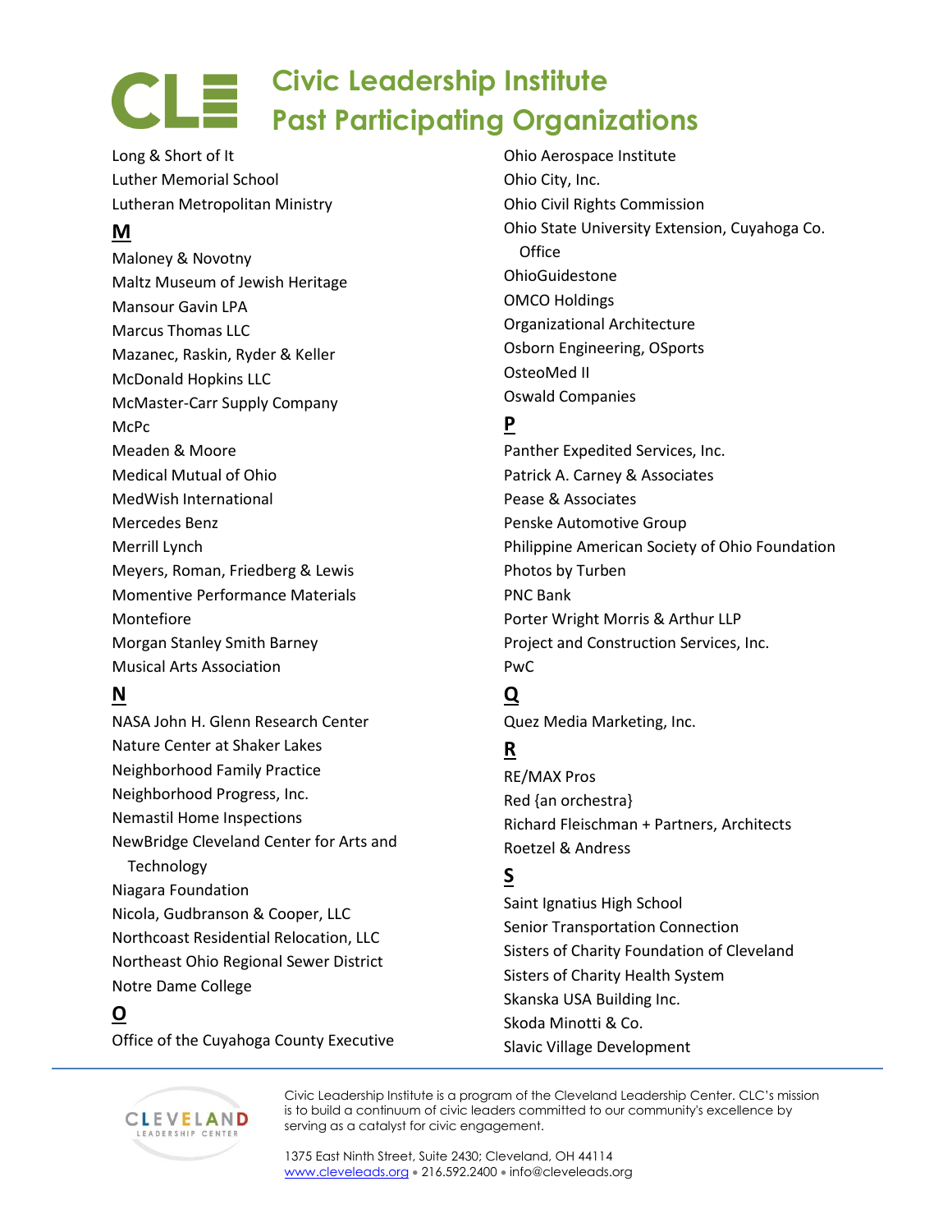# Civic Leadership Institute Past Participating Organizations

Long & Short of It
Luther Memorial School
Lutheran Metropolitan Ministry

**M**

Maloney & Novotny
Maltz Museum of Jewish Heritage
Mansour Gavin LPA
Marcus Thomas LLC
Mazanec, Raskin, Ryder & Keller
McDonald Hopkins LLC
McMaster-Carr Supply Company
McPc
Meaden & Moore
Medical Mutual of Ohio
MedWish International
Mercedes Benz
Merrill Lynch
Meyers, Roman, Friedberg & Lewis
Momentive Performance Materials
Montefiore
Morgan Stanley Smith Barney
Musical Arts Association

**N**

NASA John H. Glenn Research Center
Nature Center at Shaker Lakes
Neighborhood Family Practice
Neighborhood Progress, Inc.
Nemastil Home Inspections
NewBridge Cleveland Center for Arts and Technology
Niagara Foundation
Nicola, Gudbranson & Cooper, LLC
Northcoast Residential Relocation, LLC
Northeast Ohio Regional Sewer District
Notre Dame College

**O**

Office of the Cuyahoga County Executive
Ohio Aerospace Institute
Ohio City, Inc.
Ohio Civil Rights Commission
Ohio State University Extension, Cuyahoga Co. Office
OhioGuidestone
OMCO Holdings
Organizational Architecture
Osborn Engineering, OSports
OsteoMed II
Oswald Companies

**P**

Panther Expedited Services, Inc.
Patrick A. Carney & Associates
Pease & Associates
Penske Automotive Group
Philippine American Society of Ohio Foundation
Photos by Turben
PNC Bank
Porter Wright Morris & Arthur LLP
Project and Construction Services, Inc.
PwC

**Q**

Quez Media Marketing, Inc.

**R**

RE/MAX Pros
Red {an orchestra}
Richard Fleischman + Partners, Architects
Roetzel & Andress

**S**

Saint Ignatius High School
Senior Transportation Connection
Sisters of Charity Foundation of Cleveland
Sisters of Charity Health System
Skanska USA Building Inc.
Skoda Minotti & Co.
Slavic Village Development

Civic Leadership Institute is a program of the Cleveland Leadership Center. CLC's mission is to build a continuum of civic leaders committed to our community's excellence by serving as a catalyst for civic engagement.

1375 East Ninth Street, Suite 2430; Cleveland, OH 44114
www.cleveleads.org • 216.592.2400 • info@cleveleads.org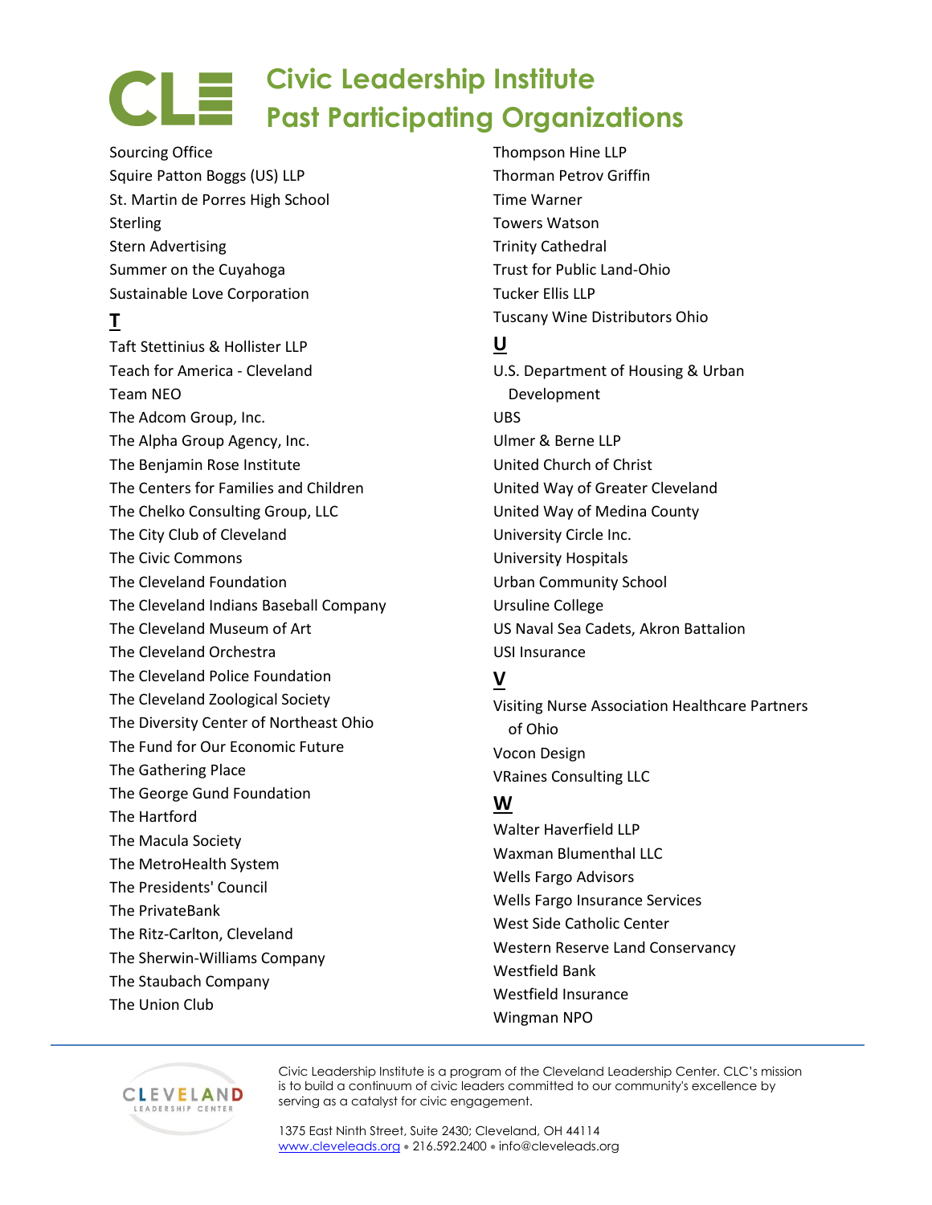# Civic Leadership Institute
# Past Participating Organizations

Sourcing Office
Squire Patton Boggs (US) LLP
St. Martin de Porres High School
Sterling
Stern Advertising
Summer on the Cuyahoga
Sustainable Love Corporation

**T**

Taft Stettinius & Hollister LLP
Teach for America - Cleveland
Team NEO
The Adcom Group, Inc.
The Alpha Group Agency, Inc.
The Benjamin Rose Institute
The Centers for Families and Children
The Chelko Consulting Group, LLC
The City Club of Cleveland
The Civic Commons
The Cleveland Foundation
The Cleveland Indians Baseball Company
The Cleveland Museum of Art
The Cleveland Orchestra
The Cleveland Police Foundation
The Cleveland Zoological Society
The Diversity Center of Northeast Ohio
The Fund for Our Economic Future
The Gathering Place
The George Gund Foundation
The Hartford
The Macula Society
The MetroHealth System
The Presidents' Council
The PrivateBank
The Ritz-Carlton, Cleveland
The Sherwin-Williams Company
The Staubach Company
The Union Club
Thompson Hine LLP
Thorman Petrov Griffin
Time Warner
Towers Watson
Trinity Cathedral
Trust for Public Land-Ohio
Tucker Ellis LLP
Tuscany Wine Distributors Ohio

**U**

U.S. Department of Housing & Urban Development
UBS
Ulmer & Berne LLP
United Church of Christ
United Way of Greater Cleveland
United Way of Medina County
University Circle Inc.
University Hospitals
Urban Community School
Ursuline College
US Naval Sea Cadets, Akron Battalion
USI Insurance

**V**

Visiting Nurse Association Healthcare Partners of Ohio
Vocon Design
VRaines Consulting LLC

**W**

Walter Haverfield LLP
Waxman Blumenthal LLC
Wells Fargo Advisors
Wells Fargo Insurance Services
West Side Catholic Center
Western Reserve Land Conservancy
Westfield Bank
Westfield Insurance
Wingman NPO

---

Civic Leadership Institute is a program of the Cleveland Leadership Center. CLC's mission is to build a continuum of civic leaders committed to our community's excellence by serving as a catalyst for civic engagement.

1375 East Ninth Street, Suite 2430; Cleveland, OH 44114
www.cleveleads.org • 216.592.2400 • info@cleveleads.org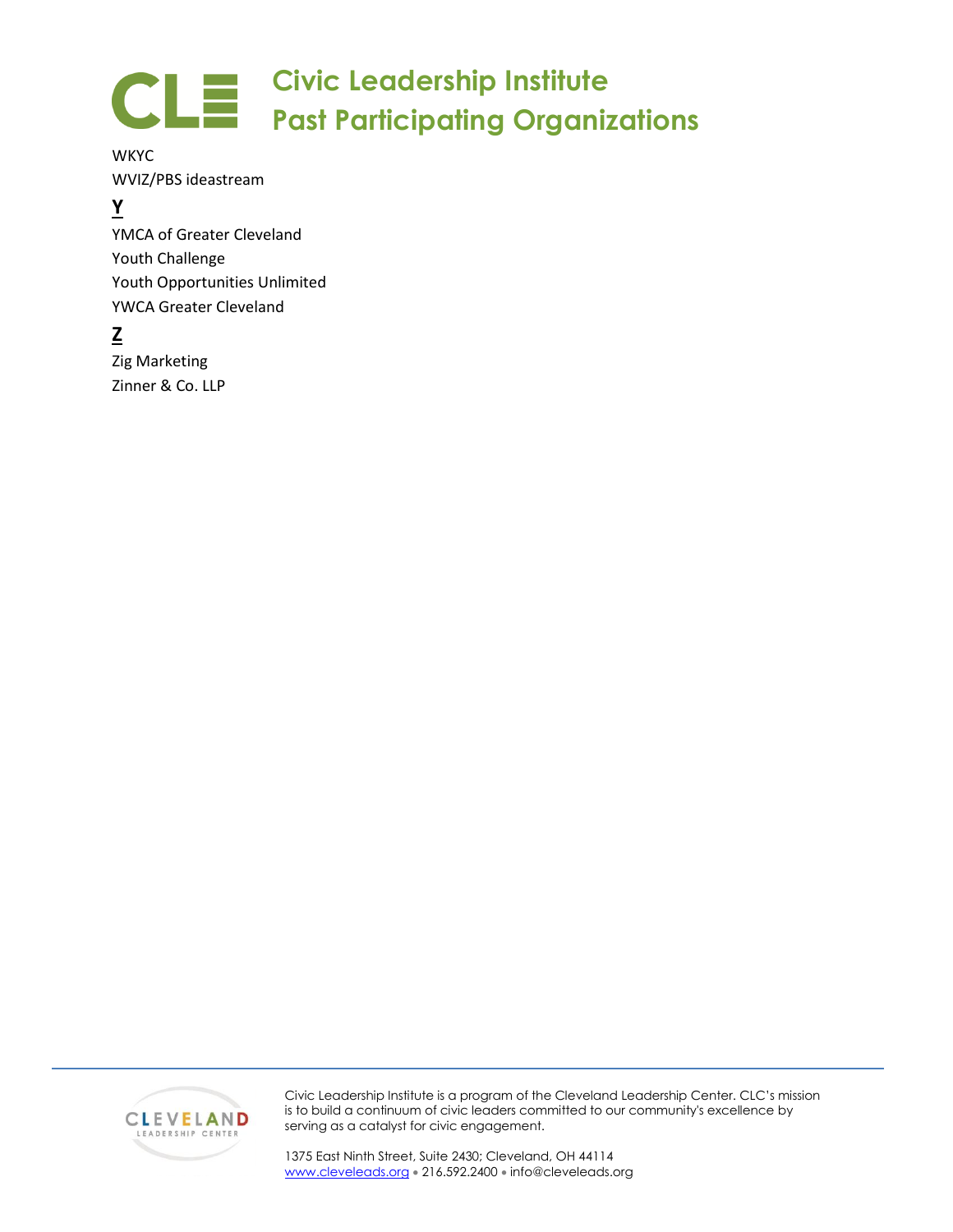WKYC

WVIZ/PBS ideastream

**Y**

YMCA of Greater Cleveland

Youth Challenge

Youth Opportunities Unlimited

YWCA Greater Cleveland

**Z**

Zig Marketing

Zinner & Co. LLP